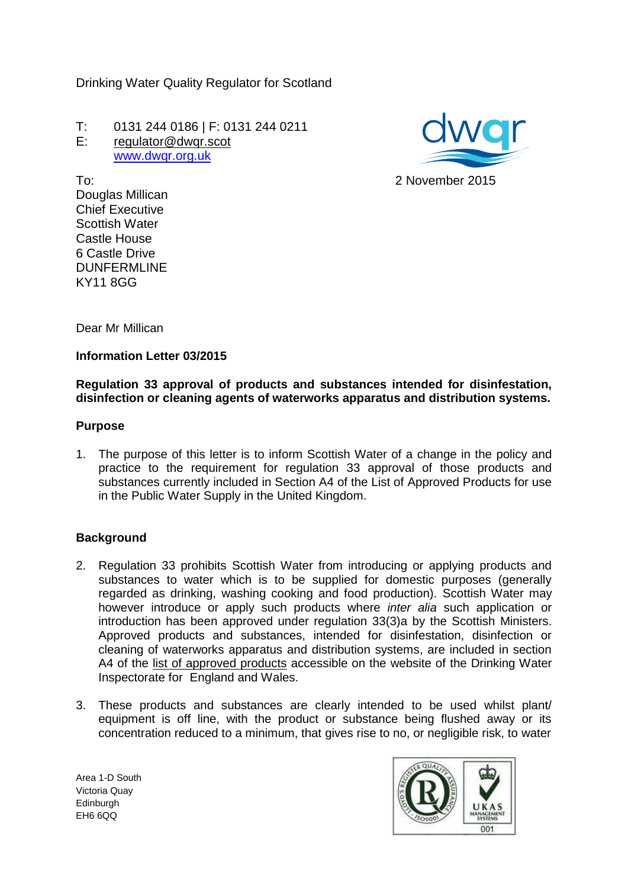Drinking Water Quality Regulator for Scotland

T: 0131 244 0186 | F: 0131 244 0211
E: regulator@dwqr.scot
www.dwqr.org.uk

2 November 2015

To:
Douglas Millican
Chief Executive
Scottish Water
Castle House
6 Castle Drive
DUNFERMLINE
KY11 8GG

Dear Mr Millican

**Information Letter 03/2015**

**Regulation 33 approval of products and substances intended for disinfestation, disinfection or cleaning agents of waterworks apparatus and distribution systems.**

**Purpose**

1. The purpose of this letter is to inform Scottish Water of a change in the policy and practice to the requirement for regulation 33 approval of those products and substances currently included in Section A4 of the List of Approved Products for use in the Public Water Supply in the United Kingdom.

**Background**

2. Regulation 33 prohibits Scottish Water from introducing or applying products and substances to water which is to be supplied for domestic purposes (generally regarded as drinking, washing cooking and food production). Scottish Water may however introduce or apply such products where *inter alia* such application or introduction has been approved under regulation 33(3)a by the Scottish Ministers. Approved products and substances, intended for disinfestation, disinfection or cleaning of waterworks apparatus and distribution systems, are included in section A4 of the list of approved products accessible on the website of the Drinking Water Inspectorate for England and Wales.

3. These products and substances are clearly intended to be used whilst plant/ equipment is off line, with the product or substance being flushed away or its concentration reduced to a minimum, that gives rise to no, or negligible risk, to water

Area 1-D South
Victoria Quay
Edinburgh
EH6 6QQ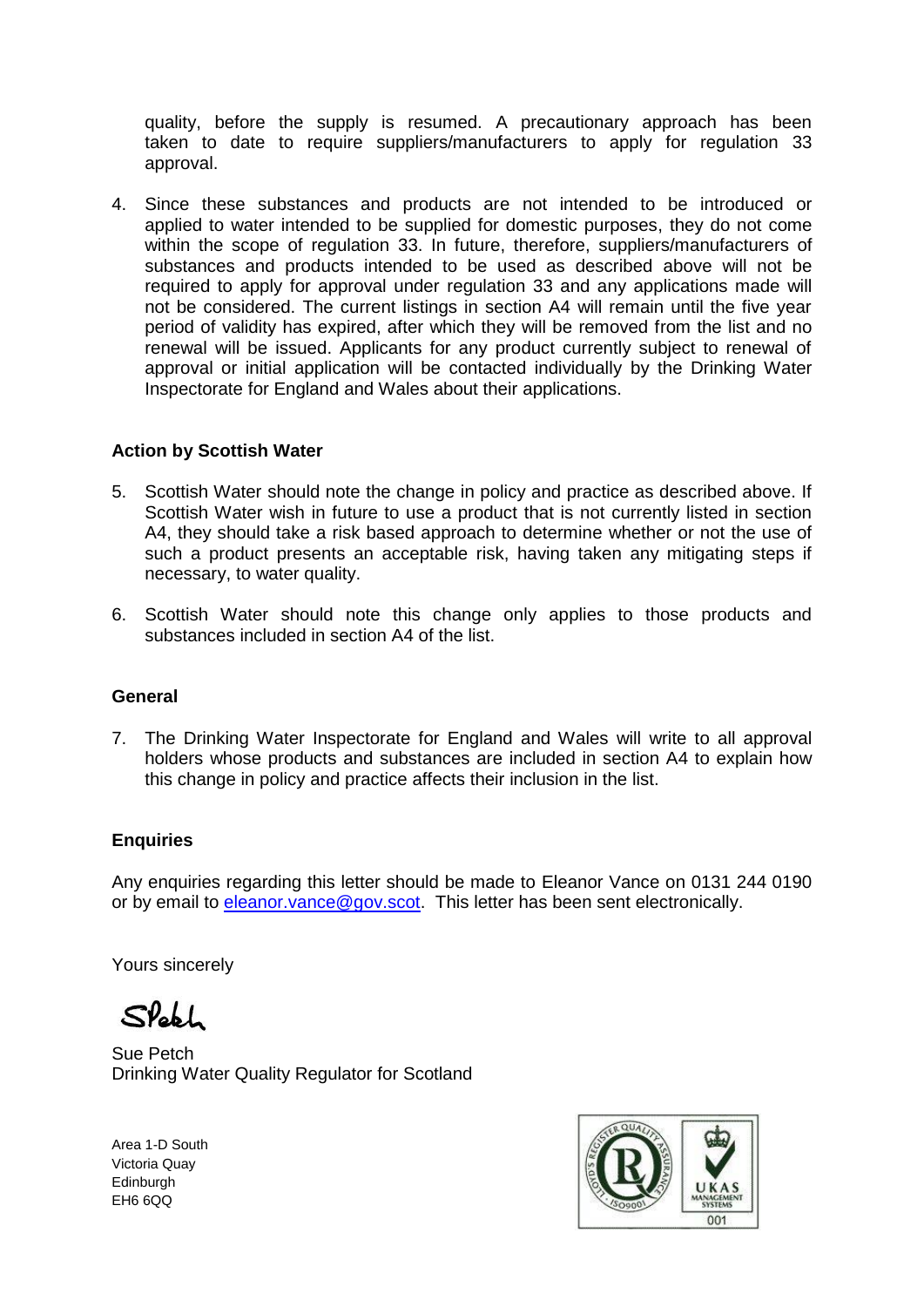quality, before the supply is resumed. A precautionary approach has been taken to date to require suppliers/manufacturers to apply for regulation 33 approval.

4. Since these substances and products are not intended to be introduced or applied to water intended to be supplied for domestic purposes, they do not come within the scope of regulation 33. In future, therefore, suppliers/manufacturers of substances and products intended to be used as described above will not be required to apply for approval under regulation 33 and any applications made will not be considered. The current listings in section A4 will remain until the five year period of validity has expired, after which they will be removed from the list and no renewal will be issued. Applicants for any product currently subject to renewal of approval or initial application will be contacted individually by the Drinking Water Inspectorate for England and Wales about their applications.

**Action by Scottish Water**

5. Scottish Water should note the change in policy and practice as described above. If Scottish Water wish in future to use a product that is not currently listed in section A4, they should take a risk based approach to determine whether or not the use of such a product presents an acceptable risk, having taken any mitigating steps if necessary, to water quality.

6. Scottish Water should note this change only applies to those products and substances included in section A4 of the list.

**General**

7. The Drinking Water Inspectorate for England and Wales will write to all approval holders whose products and substances are included in section A4 to explain how this change in policy and practice affects their inclusion in the list.

**Enquiries**

Any enquiries regarding this letter should be made to Eleanor Vance on 0131 244 0190 or by email to eleanor.vance@gov.scot. This letter has been sent electronically.

Yours sincerely

SPetch

Sue Petch
Drinking Water Quality Regulator for Scotland

Area 1-D South
Victoria Quay
Edinburgh
EH6 6QQ